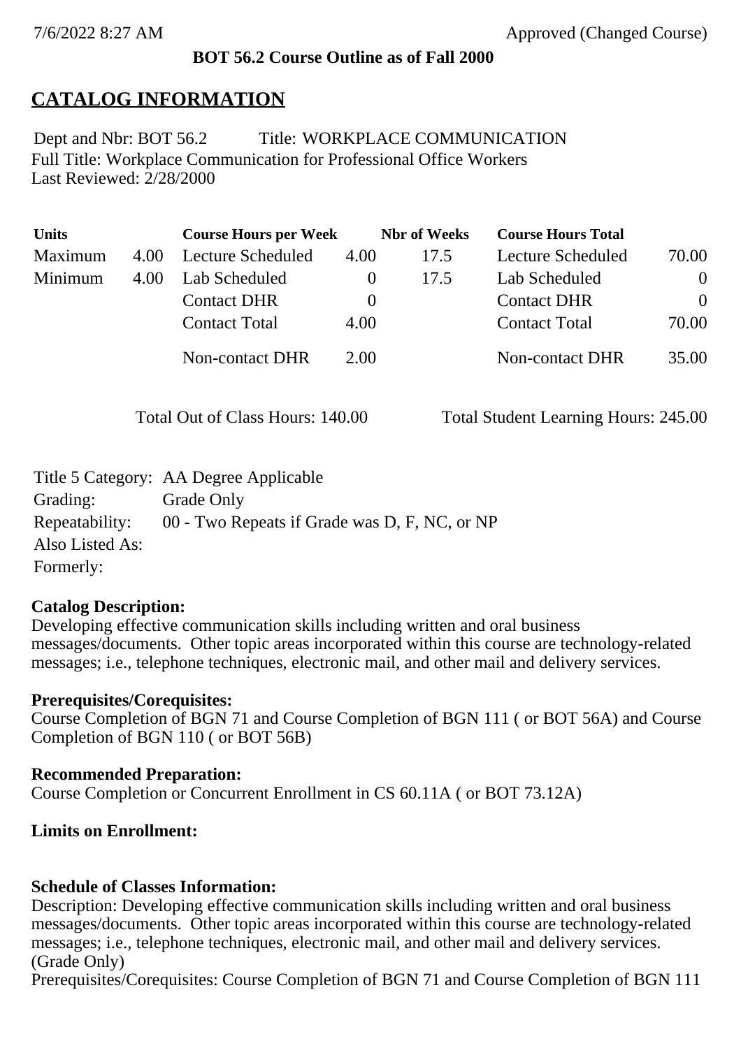7/6/2022 8:27 AM Approved (Changed Course)

**BOT 56.2 Course Outline as of Fall 2000**

# CATALOG INFORMATION

Dept and Nbr: BOT 56.2 Title: WORKPLACE COMMUNICATION
Full Title: Workplace Communication for Professional Office Workers
Last Reviewed: 2/28/2000

| Units | | Course Hours per Week | | Nbr of Weeks | Course Hours Total | |
|---|---|---|---|---|---|---|
| Maximum | 4.00 | Lecture Scheduled | 4.00 | 17.5 | Lecture Scheduled | 70.00 |
| Minimum | 4.00 | Lab Scheduled | 0 | 17.5 | Lab Scheduled | 0 |
| | | Contact DHR | 0 | | Contact DHR | 0 |
| | | Contact Total | 4.00 | | Contact Total | 70.00 |
| | | Non-contact DHR | 2.00 | | Non-contact DHR | 35.00 |

Total Out of Class Hours: 140.00 Total Student Learning Hours: 245.00

Title 5 Category: AA Degree Applicable
Grading: Grade Only
Repeatability: 00 - Two Repeats if Grade was D, F, NC, or NP
Also Listed As:
Formerly:

**Catalog Description:**
Developing effective communication skills including written and oral business messages/documents. Other topic areas incorporated within this course are technology-related messages; i.e., telephone techniques, electronic mail, and other mail and delivery services.

**Prerequisites/Corequisites:**
Course Completion of BGN 71 and Course Completion of BGN 111 ( or BOT 56A) and Course Completion of BGN 110 ( or BOT 56B)

**Recommended Preparation:**
Course Completion or Concurrent Enrollment in CS 60.11A ( or BOT 73.12A)

**Limits on Enrollment:**

**Schedule of Classes Information:**
Description: Developing effective communication skills including written and oral business messages/documents. Other topic areas incorporated within this course are technology-related messages; i.e., telephone techniques, electronic mail, and other mail and delivery services. (Grade Only)
Prerequisites/Corequisites: Course Completion of BGN 71 and Course Completion of BGN 111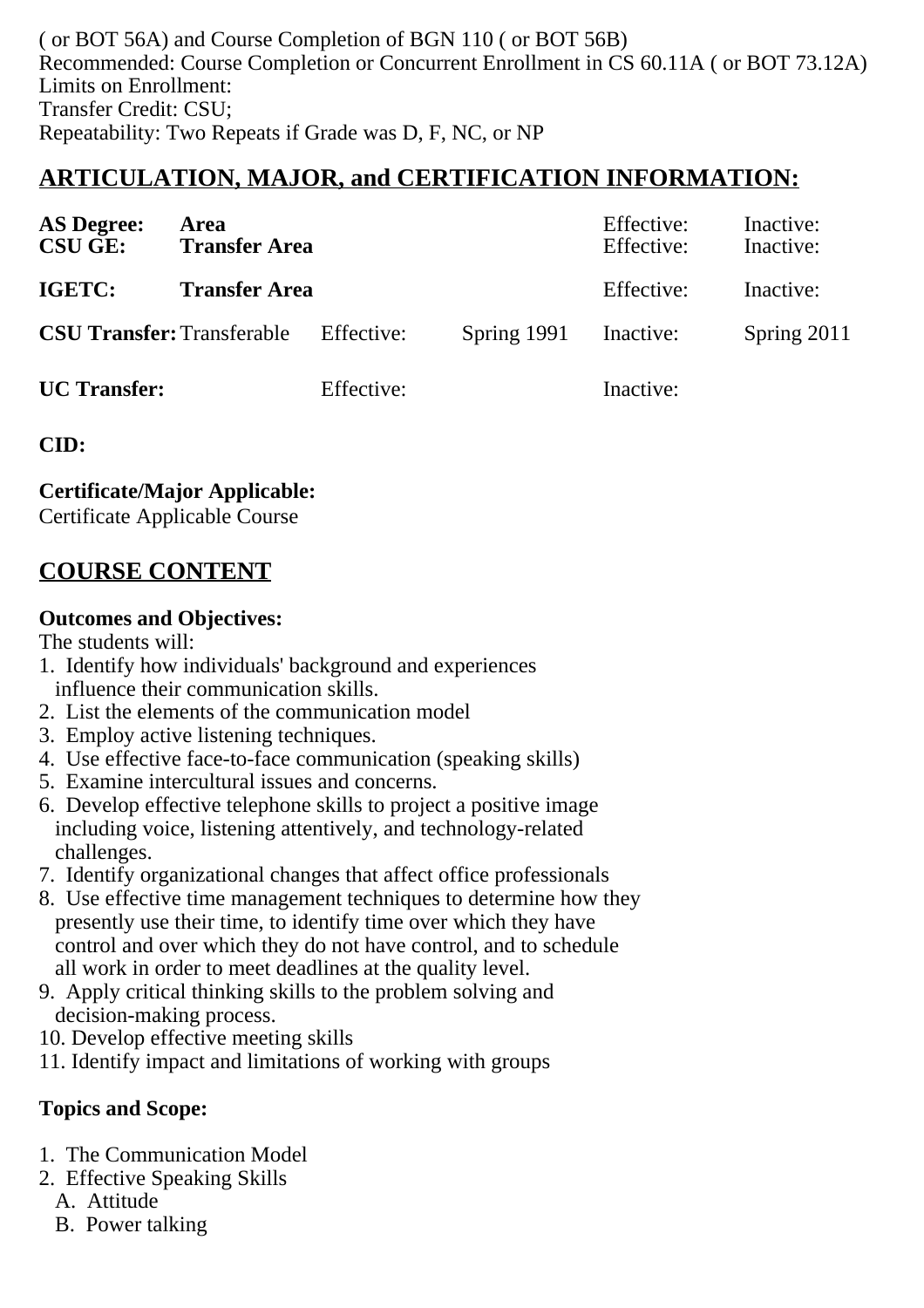( or BOT 56A) and Course Completion of BGN 110 ( or BOT 56B)
Recommended: Course Completion or Concurrent Enrollment in CS 60.11A ( or BOT 73.12A)
Limits on Enrollment:
Transfer Credit: CSU;
Repeatability: Two Repeats if Grade was D, F, NC, or NP

## ARTICULATION, MAJOR, and CERTIFICATION INFORMATION:

| | | | | | |
|---|---|---|---|---|---|
| **AS Degree:** | **Area** | | | Effective: | Inactive: |
| **CSU GE:** | **Transfer Area** | | | Effective: | Inactive: |
| **IGETC:** | **Transfer Area** | | | Effective: | Inactive: |
| **CSU Transfer:** | Transferable | Effective: | Spring 1991 | Inactive: | Spring 2011 |
| **UC Transfer:** | | Effective: | | Inactive: | |

**CID:**

**Certificate/Major Applicable:**
Certificate Applicable Course

## COURSE CONTENT

**Outcomes and Objectives:**
The students will:
1. Identify how individuals' background and experiences influence their communication skills.
2. List the elements of the communication model
3. Employ active listening techniques.
4. Use effective face-to-face communication (speaking skills)
5. Examine intercultural issues and concerns.
6. Develop effective telephone skills to project a positive image including voice, listening attentively, and technology-related challenges.
7. Identify organizational changes that affect office professionals
8. Use effective time management techniques to determine how they presently use their time, to identify time over which they have control and over which they do not have control, and to schedule all work in order to meet deadlines at the quality level.
9. Apply critical thinking skills to the problem solving and decision-making process.
10. Develop effective meeting skills
11. Identify impact and limitations of working with groups

**Topics and Scope:**

1. The Communication Model
2. Effective Speaking Skills
   A. Attitude
   B. Power talking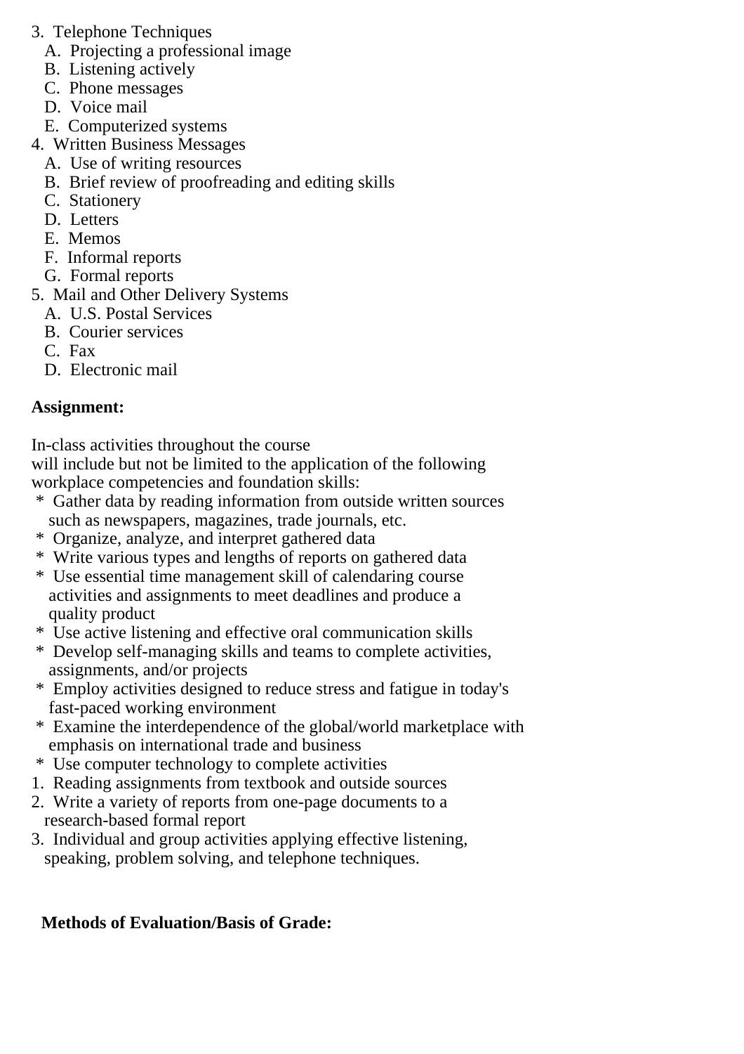3. Telephone Techniques
   A. Projecting a professional image
   B. Listening actively
   C. Phone messages
   D. Voice mail
   E. Computerized systems
4. Written Business Messages
   A. Use of writing resources
   B. Brief review of proofreading and editing skills
   C. Stationery
   D. Letters
   E. Memos
   F. Informal reports
   G. Formal reports
5. Mail and Other Delivery Systems
   A. U.S. Postal Services
   B. Courier services
   C. Fax
   D. Electronic mail

**Assignment:**

In-class activities throughout the course
will include but not be limited to the application of the following
workplace competencies and foundation skills:

- Gather data by reading information from outside written sources such as newspapers, magazines, trade journals, etc.
- Organize, analyze, and interpret gathered data
- Write various types and lengths of reports on gathered data
- Use essential time management skill of calendaring course activities and assignments to meet deadlines and produce a quality product
- Use active listening and effective oral communication skills
- Develop self-managing skills and teams to complete activities, assignments, and/or projects
- Employ activities designed to reduce stress and fatigue in today's fast-paced working environment
- Examine the interdependence of the global/world marketplace with emphasis on international trade and business
- Use computer technology to complete activities

1. Reading assignments from textbook and outside sources
2. Write a variety of reports from one-page documents to a research-based formal report
3. Individual and group activities applying effective listening, speaking, problem solving, and telephone techniques.

**Methods of Evaluation/Basis of Grade:**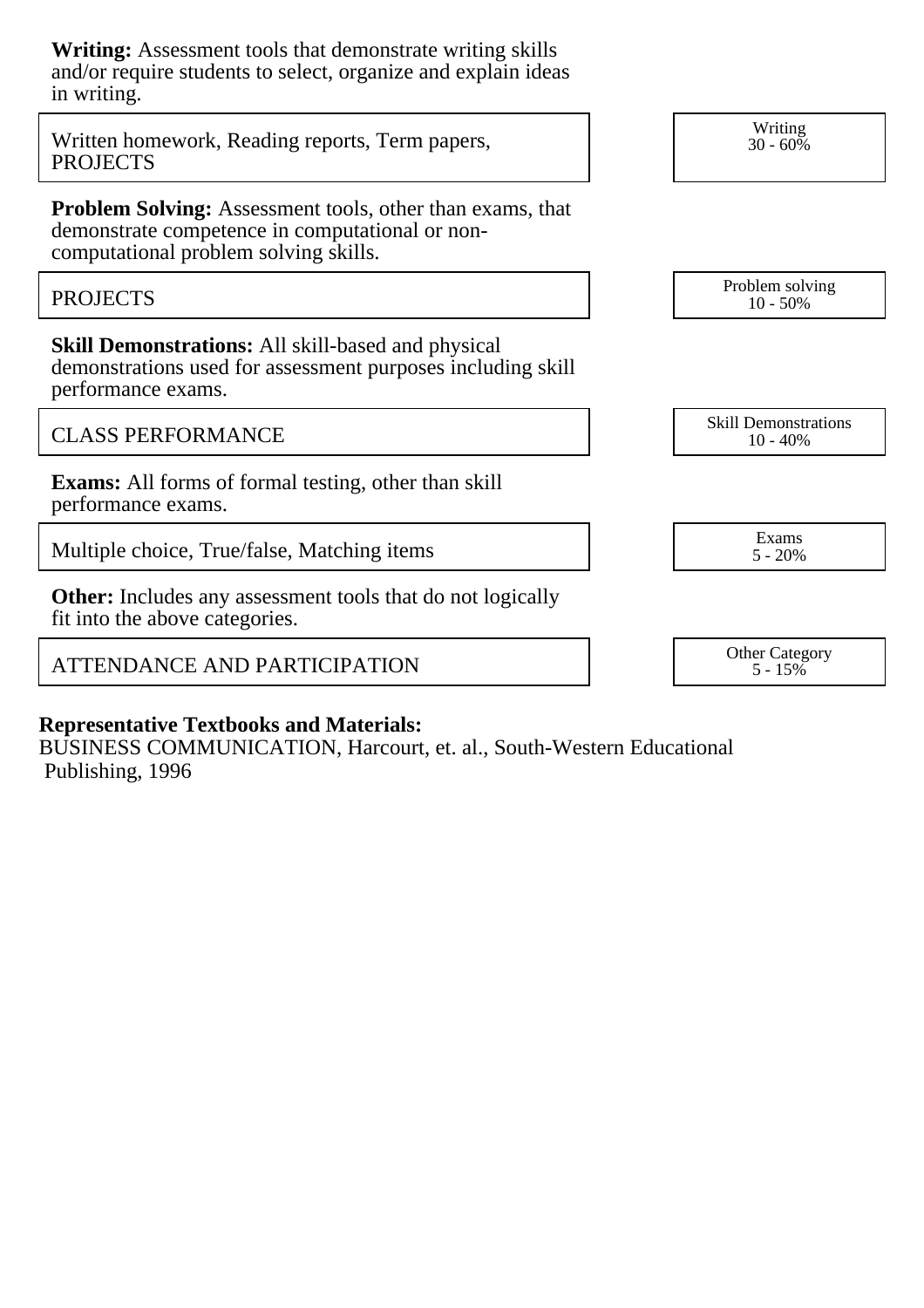**Writing:** Assessment tools that demonstrate writing skills and/or require students to select, organize and explain ideas in writing.

| | |
|---|---|
| Written homework, Reading reports, Term papers, PROJECTS | Writing<br>30 - 60% |

**Problem Solving:** Assessment tools, other than exams, that demonstrate competence in computational or non-computational problem solving skills.

| | |
|---|---|
| PROJECTS | Problem solving<br>10 - 50% |

**Skill Demonstrations:** All skill-based and physical demonstrations used for assessment purposes including skill performance exams.

| | |
|---|---|
| CLASS PERFORMANCE | Skill Demonstrations<br>10 - 40% |

**Exams:** All forms of formal testing, other than skill performance exams.

| | |
|---|---|
| Multiple choice, True/false, Matching items | Exams<br>5 - 20% |

**Other:** Includes any assessment tools that do not logically fit into the above categories.

| | |
|---|---|
| ATTENDANCE AND PARTICIPATION | Other Category<br>5 - 15% |

**Representative Textbooks and Materials:**

BUSINESS COMMUNICATION, Harcourt, et. al., South-Western Educational Publishing, 1996